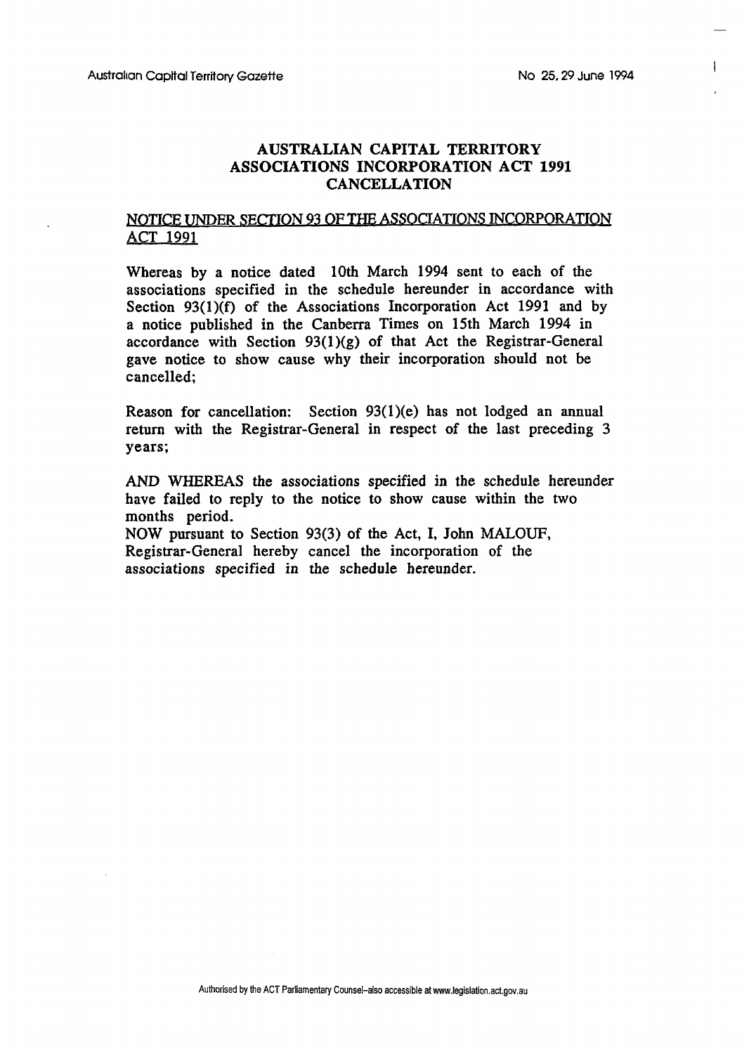# AUSTRALIAN CAPITAL TERRITORY
# ASSOCIATIONS INCORPORATION ACT 1991
# CANCELLATION

NOTICE UNDER SECTION 93 OF THE ASSOCIATIONS INCORPORATION ACT 1991

Whereas by a notice dated 10th March 1994 sent to each of the associations specified in the schedule hereunder in accordance with Section 93(1)(f) of the Associations Incorporation Act 1991 and by a notice published in the Canberra Times on 15th March 1994 in accordance with Section 93(1)(g) of that Act the Registrar-General gave notice to show cause why their incorporation should not be cancelled;

Reason for cancellation: Section 93(1)(e) has not lodged an annual return with the Registrar-General in respect of the last preceding 3 years;

AND WHEREAS the associations specified in the schedule hereunder have failed to reply to the notice to show cause within the two months period.

NOW pursuant to Section 93(3) of the Act, I, John MALOUF, Registrar-General hereby cancel the incorporation of the associations specified in the schedule hereunder.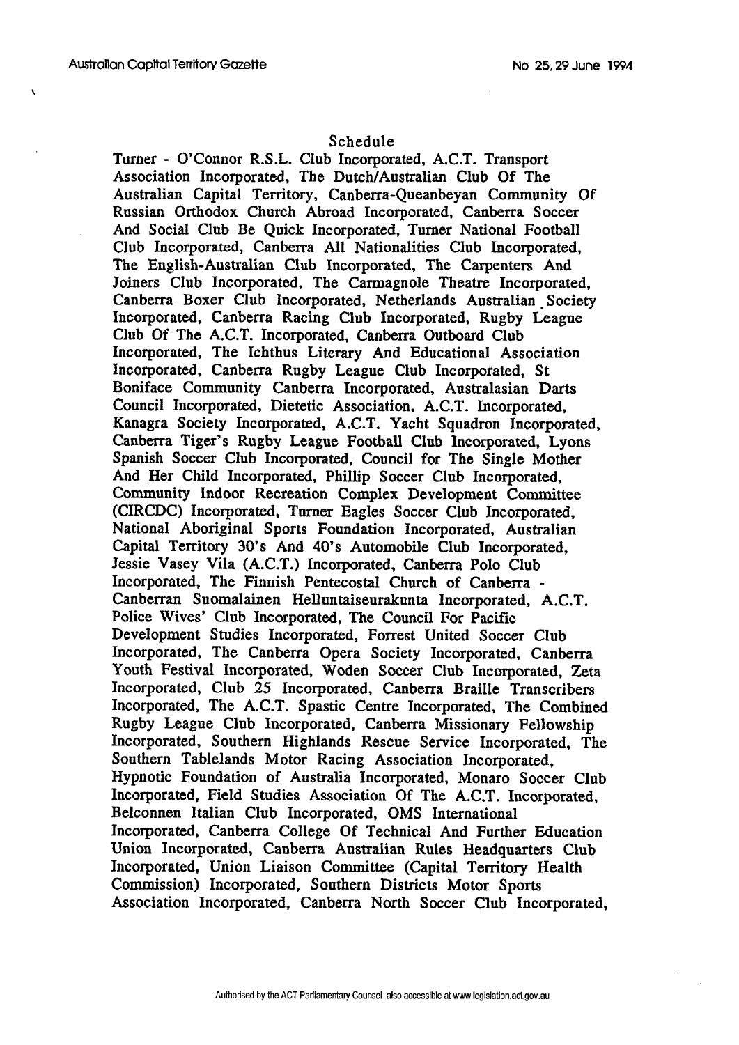## Schedule

Turner - O'Connor R.S.L. Club Incorporated, A.C.T. Transport Association Incorporated, The Dutch/Australian Club Of The Australian Capital Territory, Canberra-Queanbeyan Community Of Russian Orthodox Church Abroad Incorporated, Canberra Soccer And Social Club Be Quick Incorporated, Turner National Football Club Incorporated, Canberra All Nationalities Club Incorporated, The English-Australian Club Incorporated, The Carpenters And Joiners Club Incorporated, The Carmagnole Theatre Incorporated, Canberra Boxer Club Incorporated, Netherlands Australian Society Incorporated, Canberra Racing Club Incorporated, Rugby League Club Of The A.C.T. Incorporated, Canberra Outboard Club Incorporated, The Ichthus Literary And Educational Association Incorporated, Canberra Rugby League Club Incorporated, St Boniface Community Canberra Incorporated, Australasian Darts Council Incorporated, Dietetic Association, A.C.T. Incorporated, Kanagra Society Incorporated, A.C.T. Yacht Squadron Incorporated, Canberra Tiger's Rugby League Football Club Incorporated, Lyons Spanish Soccer Club Incorporated, Council for The Single Mother And Her Child Incorporated, Phillip Soccer Club Incorporated, Community Indoor Recreation Complex Development Committee (CIRCDC) Incorporated, Turner Eagles Soccer Club Incorporated, National Aboriginal Sports Foundation Incorporated, Australian Capital Territory 30's And 40's Automobile Club Incorporated, Jessie Vasey Vila (A.C.T.) Incorporated, Canberra Polo Club Incorporated, The Finnish Pentecostal Church of Canberra - Canberran Suomalainen Helluntaiseurakunta Incorporated, A.C.T. Police Wives' Club Incorporated, The Council For Pacific Development Studies Incorporated, Forrest United Soccer Club Incorporated, The Canberra Opera Society Incorporated, Canberra Youth Festival Incorporated, Woden Soccer Club Incorporated, Zeta Incorporated, Club 25 Incorporated, Canberra Braille Transcribers Incorporated, The A.C.T. Spastic Centre Incorporated, The Combined Rugby League Club Incorporated, Canberra Missionary Fellowship Incorporated, Southern Highlands Rescue Service Incorporated, The Southern Tablelands Motor Racing Association Incorporated, Hypnotic Foundation of Australia Incorporated, Monaro Soccer Club Incorporated, Field Studies Association Of The A.C.T. Incorporated, Belconnen Italian Club Incorporated, OMS International Incorporated, Canberra College Of Technical And Further Education Union Incorporated, Canberra Australian Rules Headquarters Club Incorporated, Union Liaison Committee (Capital Territory Health Commission) Incorporated, Southern Districts Motor Sports Association Incorporated, Canberra North Soccer Club Incorporated,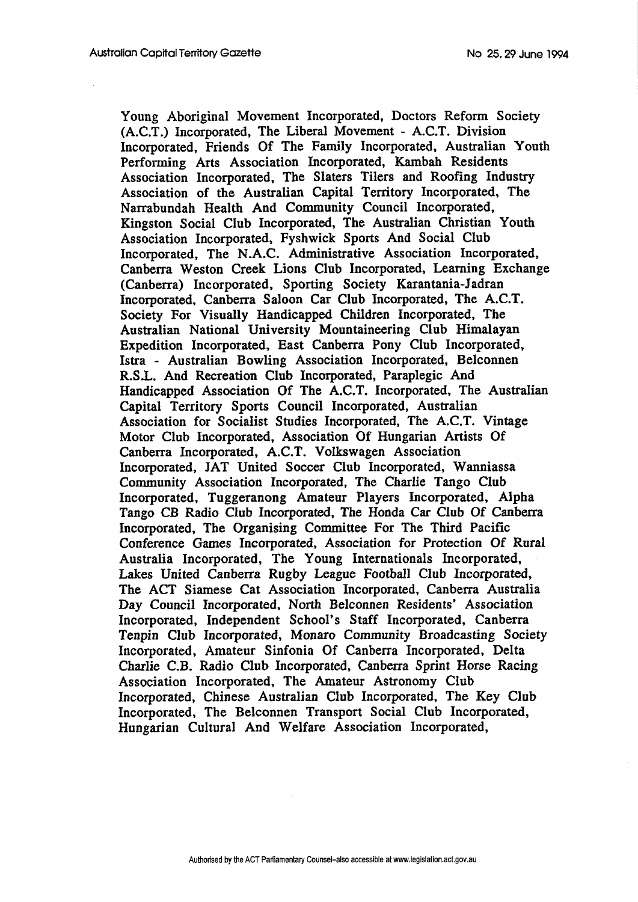Young Aboriginal Movement Incorporated, Doctors Reform Society (A.C.T.) Incorporated, The Liberal Movement - A.C.T. Division Incorporated, Friends Of The Family Incorporated, Australian Youth Performing Arts Association Incorporated, Kambah Residents Association Incorporated, The Slaters Tilers and Roofing Industry Association of the Australian Capital Territory Incorporated, The Narrabundah Health And Community Council Incorporated, Kingston Social Club Incorporated, The Australian Christian Youth Association Incorporated, Fyshwick Sports And Social Club Incorporated, The N.A.C. Administrative Association Incorporated, Canberra Weston Creek Lions Club Incorporated, Learning Exchange (Canberra) Incorporated, Sporting Society Karantania-Jadran Incorporated, Canberra Saloon Car Club Incorporated, The A.C.T. Society For Visually Handicapped Children Incorporated, The Australian National University Mountaineering Club Himalayan Expedition Incorporated, East Canberra Pony Club Incorporated, Istra - Australian Bowling Association Incorporated, Belconnen R.S.L. And Recreation Club Incorporated, Paraplegic And Handicapped Association Of The A.C.T. Incorporated, The Australian Capital Territory Sports Council Incorporated, Australian Association for Socialist Studies Incorporated, The A.C.T. Vintage Motor Club Incorporated, Association Of Hungarian Artists Of Canberra Incorporated, A.C.T. Volkswagen Association Incorporated, JAT United Soccer Club Incorporated, Wanniassa Community Association Incorporated, The Charlie Tango Club Incorporated, Tuggeranong Amateur Players Incorporated, Alpha Tango CB Radio Club Incorporated, The Honda Car Club Of Canberra Incorporated, The Organising Committee For The Third Pacific Conference Games Incorporated, Association for Protection Of Rural Australia Incorporated, The Young Internationals Incorporated, Lakes United Canberra Rugby League Football Club Incorporated, The ACT Siamese Cat Association Incorporated, Canberra Australia Day Council Incorporated, North Belconnen Residents' Association Incorporated, Independent School's Staff Incorporated, Canberra Tenpin Club Incorporated, Monaro Community Broadcasting Society Incorporated, Amateur Sinfonia Of Canberra Incorporated, Delta Charlie C.B. Radio Club Incorporated, Canberra Sprint Horse Racing Association Incorporated, The Amateur Astronomy Club Incorporated, Chinese Australian Club Incorporated, The Key Club Incorporated, The Belconnen Transport Social Club Incorporated, Hungarian Cultural And Welfare Association Incorporated,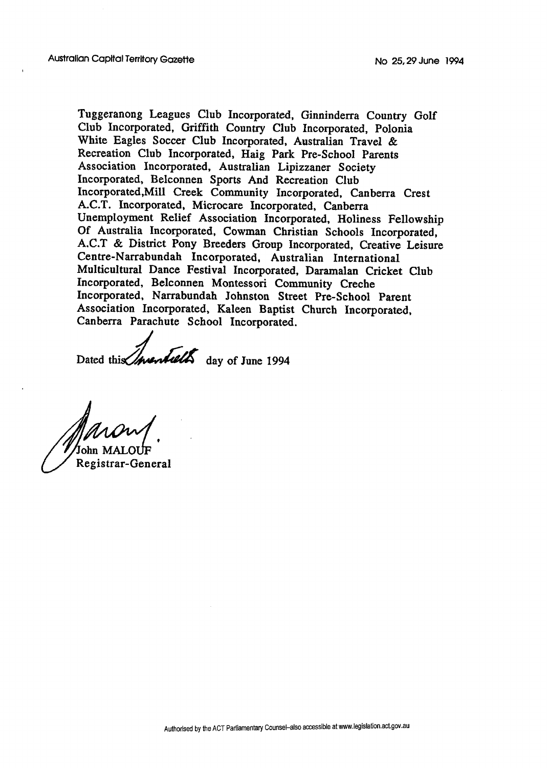Tuggeranong Leagues Club Incorporated, Ginninderra Country Golf Club Incorporated, Griffith Country Club Incorporated, Polonia White Eagles Soccer Club Incorporated, Australian Travel & Recreation Club Incorporated, Haig Park Pre-School Parents Association Incorporated, Australian Lipizzaner Society Incorporated, Belconnen Sports And Recreation Club Incorporated,Mill Creek Community Incorporated, Canberra Crest A.C.T. Incorporated, Microcare Incorporated, Canberra Unemployment Relief Association Incorporated, Holiness Fellowship Of Australia Incorporated, Cowman Christian Schools Incorporated, A.C.T & District Pony Breeders Group Incorporated, Creative Leisure Centre-Narrabundah Incorporated, Australian International Multicultural Dance Festival Incorporated, Daramalan Cricket Club Incorporated, Belconnen Montessori Community Creche Incorporated, Narrabundah Johnston Street Pre-School Parent Association Incorporated, Kaleen Baptist Church Incorporated, Canberra Parachute School Incorporated.

Dated this Twentieth day of June 1994

John MALOUF
Registrar-General